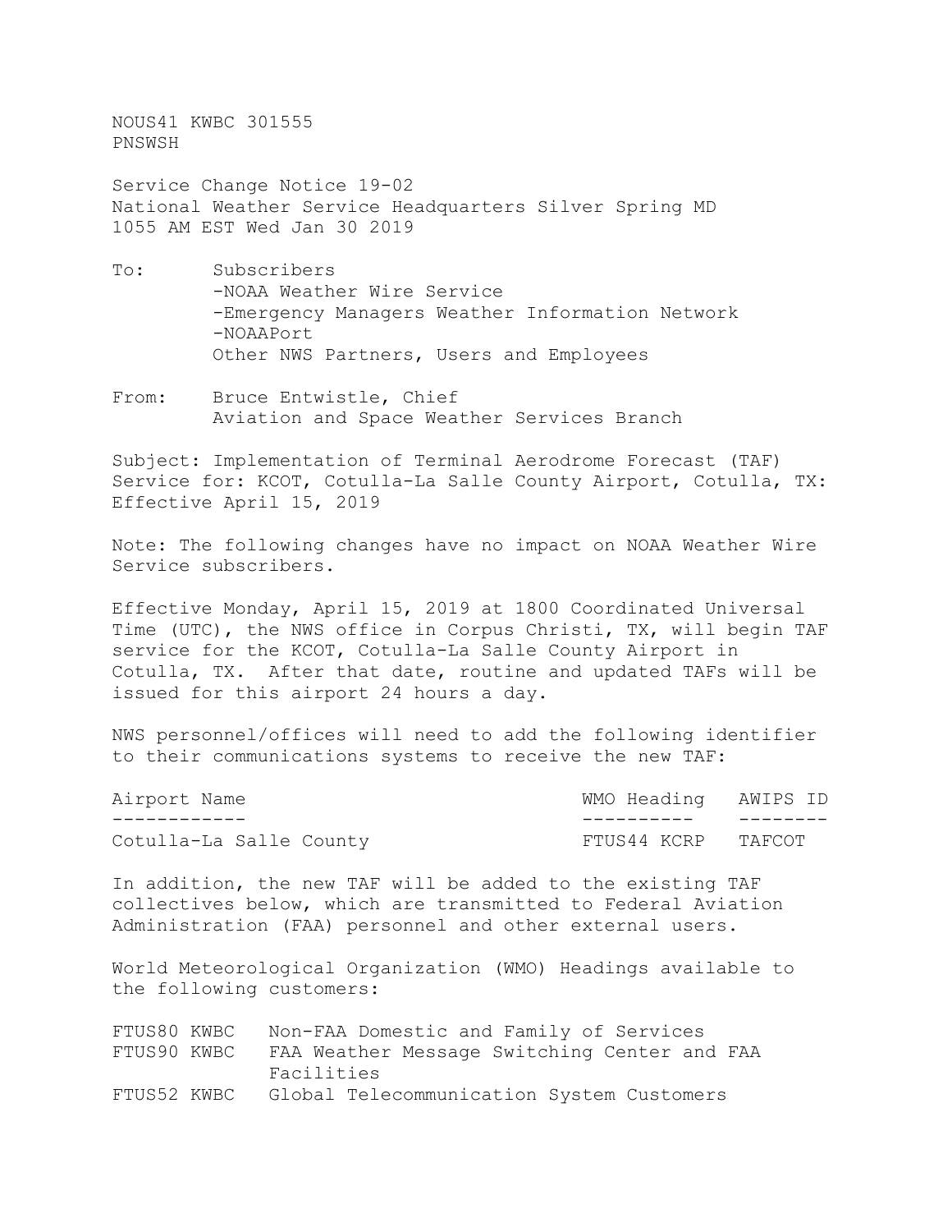NOUS41 KWBC 301555
PNSWSH

Service Change Notice 19-02
National Weather Service Headquarters Silver Spring MD
1055 AM EST Wed Jan 30 2019

To: Subscribers
-NOAA Weather Wire Service
-Emergency Managers Weather Information Network
-NOAAPort
Other NWS Partners, Users and Employees

From: Bruce Entwistle, Chief
Aviation and Space Weather Services Branch

Subject: Implementation of Terminal Aerodrome Forecast (TAF) Service for: KCOT, Cotulla-La Salle County Airport, Cotulla, TX: Effective April 15, 2019

Note: The following changes have no impact on NOAA Weather Wire Service subscribers.

Effective Monday, April 15, 2019 at 1800 Coordinated Universal Time (UTC), the NWS office in Corpus Christi, TX, will begin TAF service for the KCOT, Cotulla-La Salle County Airport in Cotulla, TX. After that date, routine and updated TAFs will be issued for this airport 24 hours a day.

NWS personnel/offices will need to add the following identifier to their communications systems to receive the new TAF:

| Airport Name | WMO Heading | AWIPS ID |
|---|---|---|
| Cotulla-La Salle County | FTUS44 KCRP | TAFCOT |

In addition, the new TAF will be added to the existing TAF collectives below, which are transmitted to Federal Aviation Administration (FAA) personnel and other external users.

World Meteorological Organization (WMO) Headings available to the following customers:

| | |
|---|---|
| FTUS80 KWBC | Non-FAA Domestic and Family of Services |
| FTUS90 KWBC | FAA Weather Message Switching Center and FAA Facilities |
| FTUS52 KWBC | Global Telecommunication System Customers |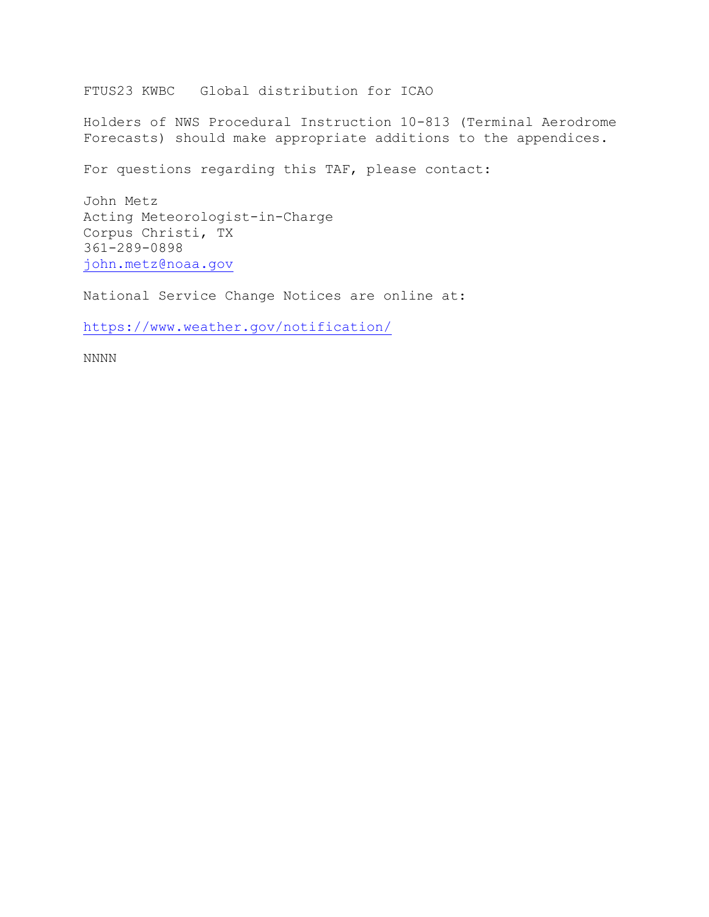FTUS23 KWBC   Global distribution for ICAO

Holders of NWS Procedural Instruction 10-813 (Terminal Aerodrome Forecasts) should make appropriate additions to the appendices.

For questions regarding this TAF, please contact:

John Metz
Acting Meteorologist-in-Charge
Corpus Christi, TX
361-289-0898
john.metz@noaa.gov

National Service Change Notices are online at:

https://www.weather.gov/notification/

NNNN